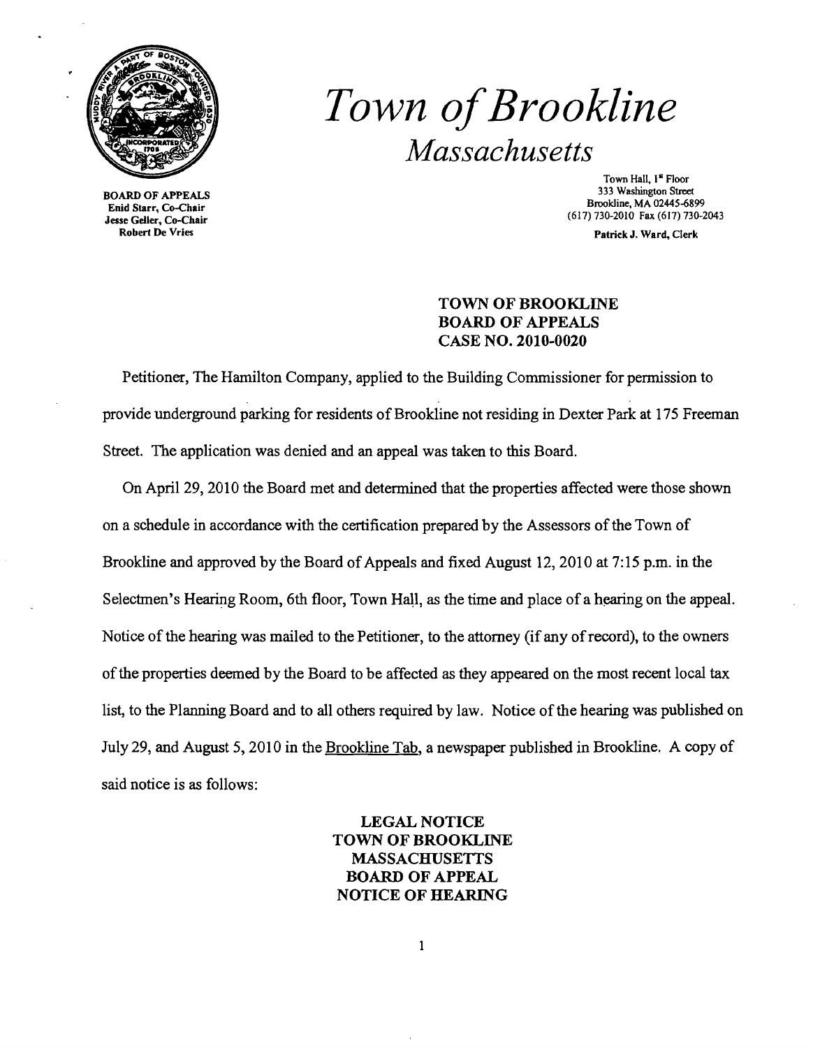# *Town of Brookline*

## *Massachusetts*

BOARD OF APPEALS
Enid Starr, Co-Chair
Jesse Geller, Co-Chair
Robert De Vries

Town Hall, 1st Floor
333 Washington Street
Brookline, MA 02445-6899
(617) 730-2010 Fax (617) 730-2043

Patrick J. Ward, Clerk

**TOWN OF BROOKLINE**
**BOARD OF APPEALS**
**CASE NO. 2010-0020**

Petitioner, The Hamilton Company, applied to the Building Commissioner for permission to provide underground parking for residents of Brookline not residing in Dexter Park at 175 Freeman Street. The application was denied and an appeal was taken to this Board.

On April 29, 2010 the Board met and determined that the properties affected were those shown on a schedule in accordance with the certification prepared by the Assessors of the Town of Brookline and approved by the Board of Appeals and fixed August 12, 2010 at 7:15 p.m. in the Selectmen's Hearing Room, 6th floor, Town Hall, as the time and place of a hearing on the appeal. Notice of the hearing was mailed to the Petitioner, to the attorney (if any of record), to the owners of the properties deemed by the Board to be affected as they appeared on the most recent local tax list, to the Planning Board and to all others required by law. Notice of the hearing was published on July 29, and August 5, 2010 in the Brookline Tab, a newspaper published in Brookline. A copy of said notice is as follows:

**LEGAL NOTICE**
**TOWN OF BROOKLINE**
**MASSACHUSETTS**
**BOARD OF APPEAL**
**NOTICE OF HEARING**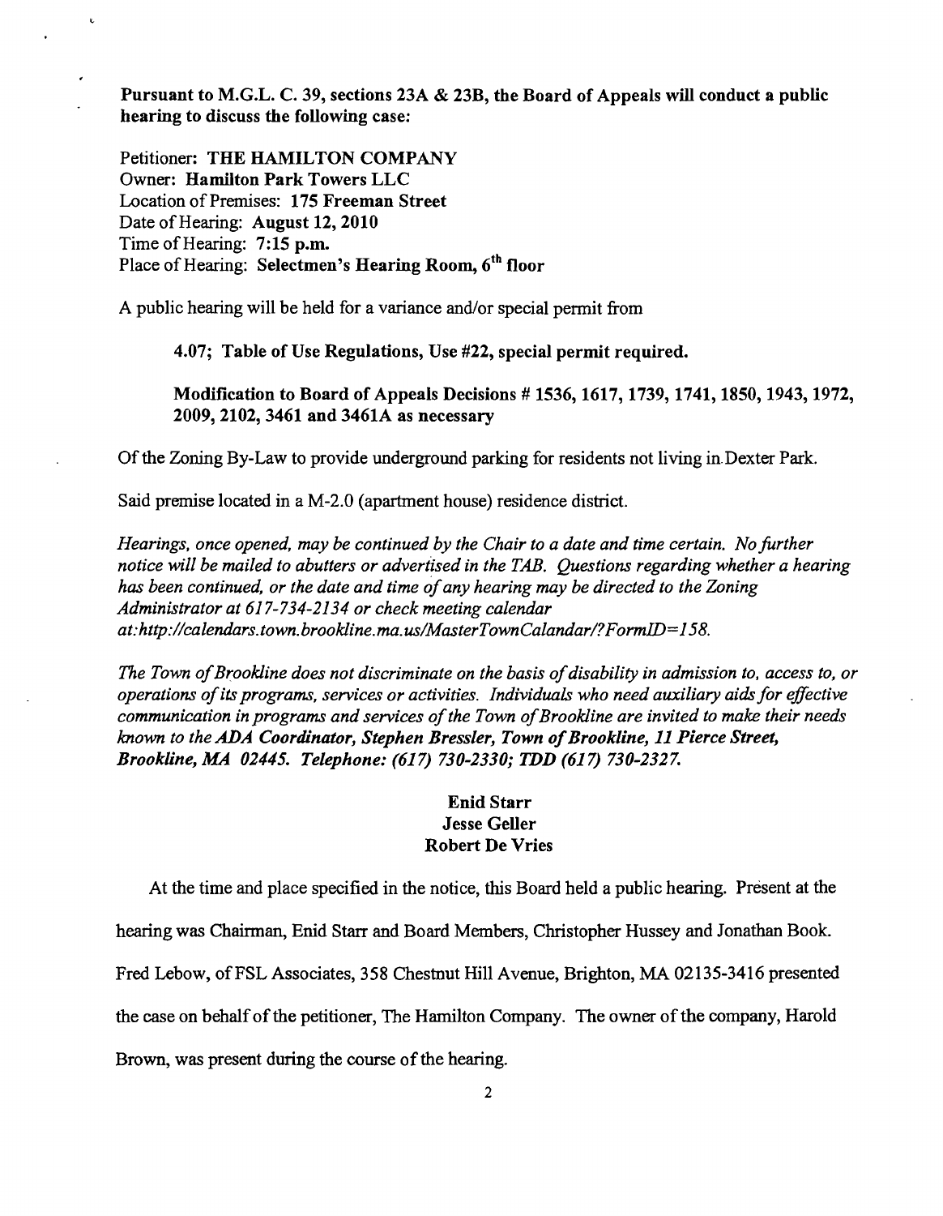**Pursuant to M.G.L. C. 39, sections 23A & 23B, the Board of Appeals will conduct a public hearing to discuss the following case:**

Petitioner: **THE HAMILTON COMPANY**
Owner: **Hamilton Park Towers LLC**
Location of Premises: **175 Freeman Street**
Date of Hearing: **August 12, 2010**
Time of Hearing: **7:15 p.m.**
Place of Hearing: **Selectmen's Hearing Room, 6th floor**

A public hearing will be held for a variance and/or special permit from

**4.07; Table of Use Regulations, Use #22, special permit required.**

**Modification to Board of Appeals Decisions # 1536, 1617, 1739, 1741, 1850, 1943, 1972, 2009, 2102, 3461 and 3461A as necessary**

Of the Zoning By-Law to provide underground parking for residents not living in Dexter Park.

Said premise located in a M-2.0 (apartment house) residence district.

*Hearings, once opened, may be continued by the Chair to a date and time certain. No further notice will be mailed to abutters or advertised in the TAB. Questions regarding whether a hearing has been continued, or the date and time of any hearing may be directed to the Zoning Administrator at 617-734-2134 or check meeting calendar at:http://calendars.town.brookline.ma.us/MasterTownCalandar/?FormID=158.*

*The Town of Brookline does not discriminate on the basis of disability in admission to, access to, or operations of its programs, services or activities. Individuals who need auxiliary aids for effective communication in programs and services of the Town of Brookline are invited to make their needs known to the* ***ADA Coordinator, Stephen Bressler, Town of Brookline, 11 Pierce Street, Brookline, MA 02445. Telephone: (617) 730-2330; TDD (617) 730-2327.***

**Enid Starr**
**Jesse Geller**
**Robert De Vries**

At the time and place specified in the notice, this Board held a public hearing. Present at the hearing was Chairman, Enid Starr and Board Members, Christopher Hussey and Jonathan Book. Fred Lebow, of FSL Associates, 358 Chestnut Hill Avenue, Brighton, MA 02135-3416 presented the case on behalf of the petitioner, The Hamilton Company. The owner of the company, Harold Brown, was present during the course of the hearing.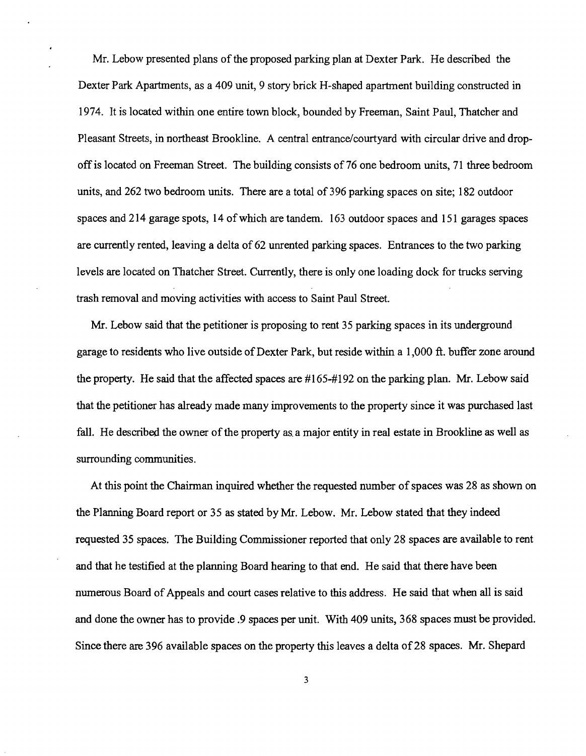Mr. Lebow presented plans of the proposed parking plan at Dexter Park. He described the Dexter Park Apartments, as a 409 unit, 9 story brick H-shaped apartment building constructed in 1974. It is located within one entire town block, bounded by Freeman, Saint Paul, Thatcher and Pleasant Streets, in northeast Brookline. A central entrance/courtyard with circular drive and drop-off is located on Freeman Street. The building consists of 76 one bedroom units, 71 three bedroom units, and 262 two bedroom units. There are a total of 396 parking spaces on site; 182 outdoor spaces and 214 garage spots, 14 of which are tandem. 163 outdoor spaces and 151 garages spaces are currently rented, leaving a delta of 62 unrented parking spaces. Entrances to the two parking levels are located on Thatcher Street. Currently, there is only one loading dock for trucks serving trash removal and moving activities with access to Saint Paul Street.

Mr. Lebow said that the petitioner is proposing to rent 35 parking spaces in its underground garage to residents who live outside of Dexter Park, but reside within a 1,000 ft. buffer zone around the property. He said that the affected spaces are #165-#192 on the parking plan. Mr. Lebow said that the petitioner has already made many improvements to the property since it was purchased last fall. He described the owner of the property as a major entity in real estate in Brookline as well as surrounding communities.

At this point the Chairman inquired whether the requested number of spaces was 28 as shown on the Planning Board report or 35 as stated by Mr. Lebow. Mr. Lebow stated that they indeed requested 35 spaces. The Building Commissioner reported that only 28 spaces are available to rent and that he testified at the planning Board hearing to that end. He said that there have been numerous Board of Appeals and court cases relative to this address. He said that when all is said and done the owner has to provide .9 spaces per unit. With 409 units, 368 spaces must be provided. Since there are 396 available spaces on the property this leaves a delta of 28 spaces. Mr. Shepard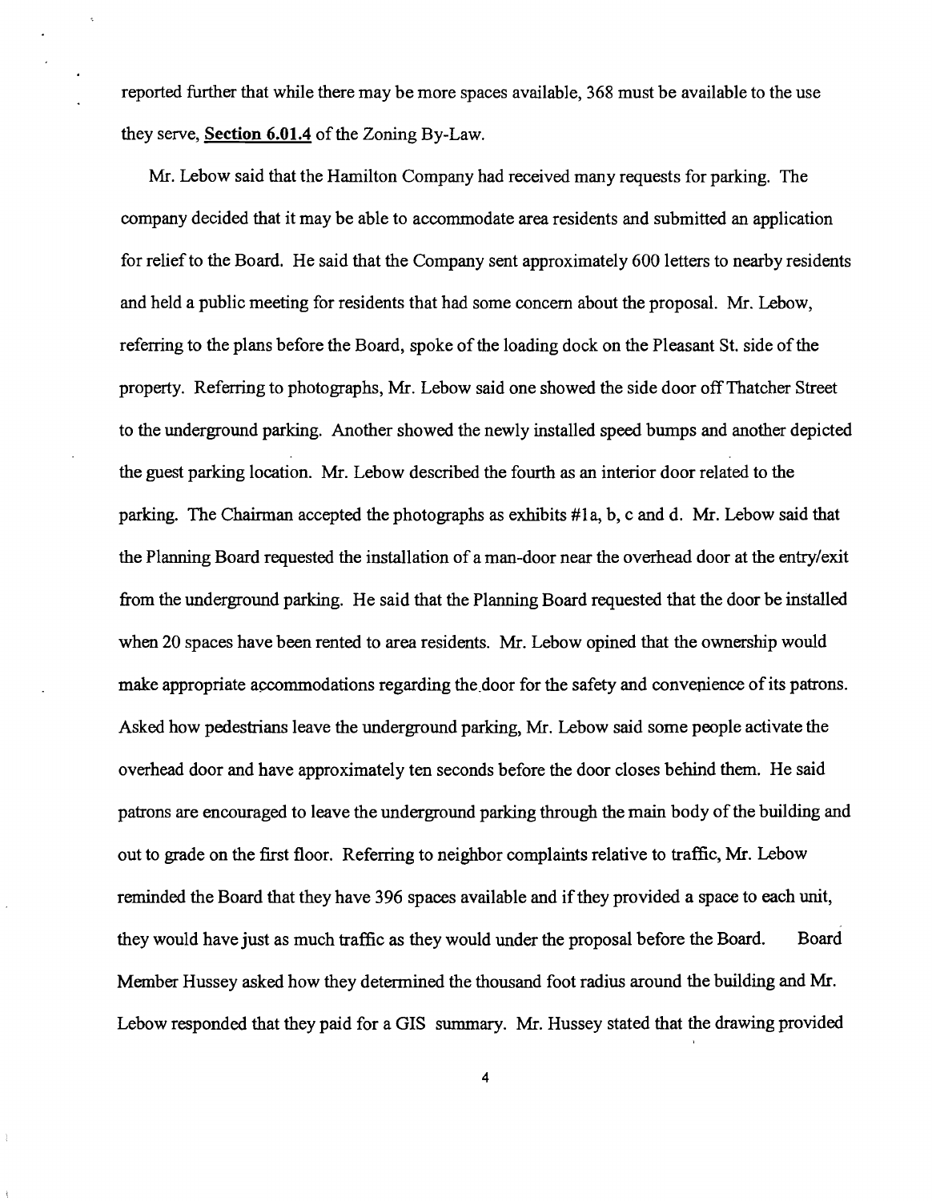reported further that while there may be more spaces available, 368 must be available to the use they serve, **Section 6.01.4** of the Zoning By-Law.

Mr. Lebow said that the Hamilton Company had received many requests for parking. The company decided that it may be able to accommodate area residents and submitted an application for relief to the Board. He said that the Company sent approximately 600 letters to nearby residents and held a public meeting for residents that had some concern about the proposal. Mr. Lebow, referring to the plans before the Board, spoke of the loading dock on the Pleasant St. side of the property. Referring to photographs, Mr. Lebow said one showed the side door off Thatcher Street to the underground parking. Another showed the newly installed speed bumps and another depicted the guest parking location. Mr. Lebow described the fourth as an interior door related to the parking. The Chairman accepted the photographs as exhibits #1a, b, c and d. Mr. Lebow said that the Planning Board requested the installation of a man-door near the overhead door at the entry/exit from the underground parking. He said that the Planning Board requested that the door be installed when 20 spaces have been rented to area residents. Mr. Lebow opined that the ownership would make appropriate accommodations regarding the door for the safety and convenience of its patrons. Asked how pedestrians leave the underground parking, Mr. Lebow said some people activate the overhead door and have approximately ten seconds before the door closes behind them. He said patrons are encouraged to leave the underground parking through the main body of the building and out to grade on the first floor. Referring to neighbor complaints relative to traffic, Mr. Lebow reminded the Board that they have 396 spaces available and if they provided a space to each unit, they would have just as much traffic as they would under the proposal before the Board. Board Member Hussey asked how they determined the thousand foot radius around the building and Mr. Lebow responded that they paid for a GIS summary. Mr. Hussey stated that the drawing provided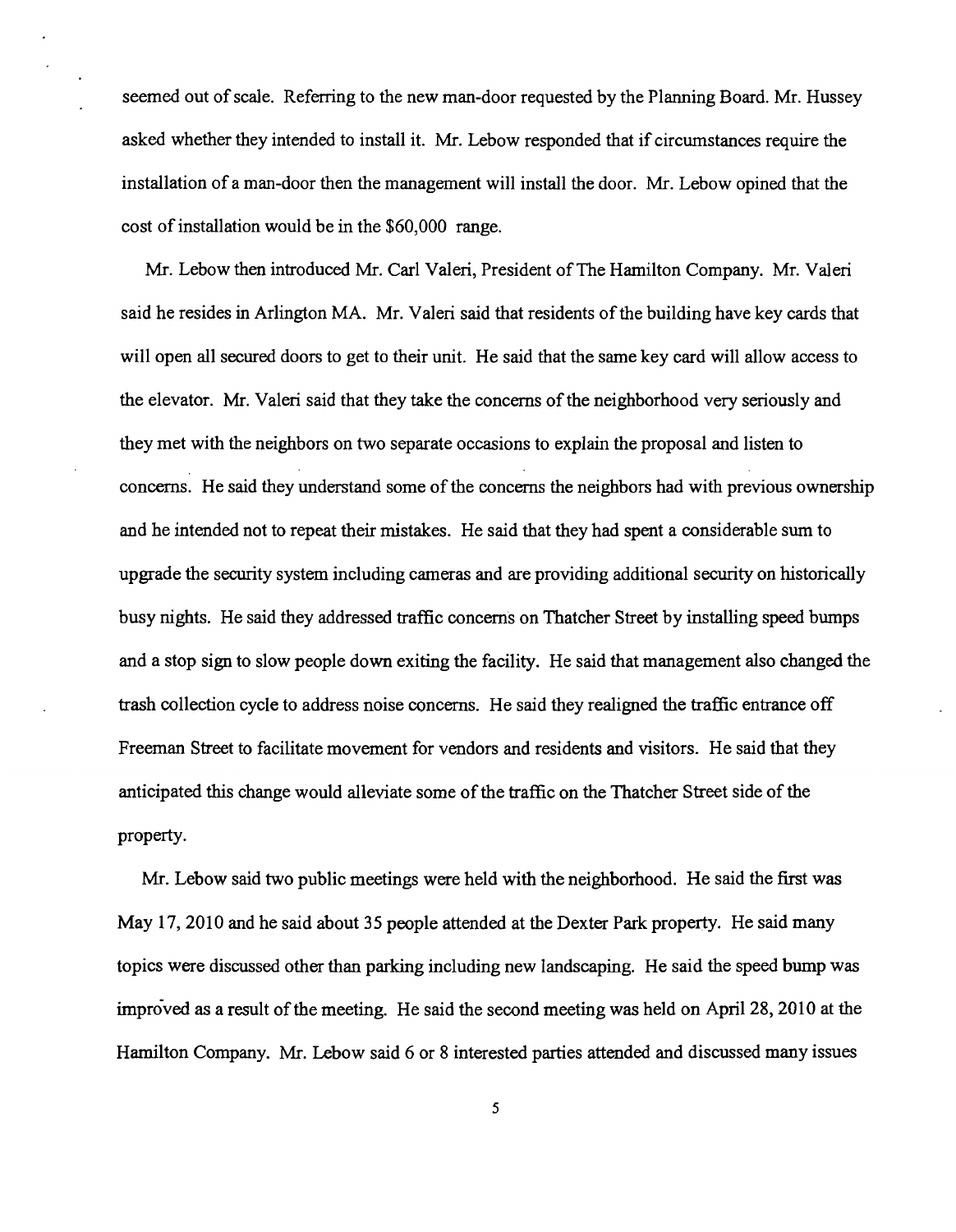seemed out of scale. Referring to the new man-door requested by the Planning Board. Mr. Hussey asked whether they intended to install it. Mr. Lebow responded that if circumstances require the installation of a man-door then the management will install the door. Mr. Lebow opined that the cost of installation would be in the $60,000 range.

Mr. Lebow then introduced Mr. Carl Valeri, President of The Hamilton Company. Mr. Valeri said he resides in Arlington MA. Mr. Valeri said that residents of the building have key cards that will open all secured doors to get to their unit. He said that the same key card will allow access to the elevator. Mr. Valeri said that they take the concerns of the neighborhood very seriously and they met with the neighbors on two separate occasions to explain the proposal and listen to concerns. He said they understand some of the concerns the neighbors had with previous ownership and he intended not to repeat their mistakes. He said that they had spent a considerable sum to upgrade the security system including cameras and are providing additional security on historically busy nights. He said they addressed traffic concerns on Thatcher Street by installing speed bumps and a stop sign to slow people down exiting the facility. He said that management also changed the trash collection cycle to address noise concerns. He said they realigned the traffic entrance off Freeman Street to facilitate movement for vendors and residents and visitors. He said that they anticipated this change would alleviate some of the traffic on the Thatcher Street side of the property.

Mr. Lebow said two public meetings were held with the neighborhood. He said the first was May 17, 2010 and he said about 35 people attended at the Dexter Park property. He said many topics were discussed other than parking including new landscaping. He said the speed bump was improved as a result of the meeting. He said the second meeting was held on April 28, 2010 at the Hamilton Company. Mr. Lebow said 6 or 8 interested parties attended and discussed many issues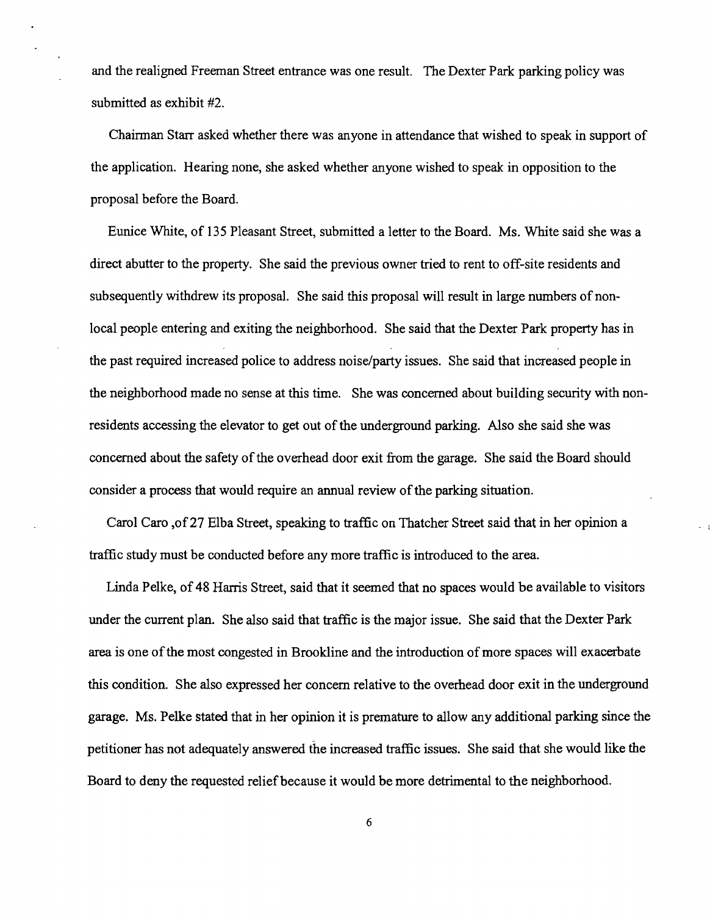and the realigned Freeman Street entrance was one result. The Dexter Park parking policy was submitted as exhibit #2.

Chairman Starr asked whether there was anyone in attendance that wished to speak in support of the application. Hearing none, she asked whether anyone wished to speak in opposition to the proposal before the Board.

Eunice White, of 135 Pleasant Street, submitted a letter to the Board. Ms. White said she was a direct abutter to the property. She said the previous owner tried to rent to off-site residents and subsequently withdrew its proposal. She said this proposal will result in large numbers of non-local people entering and exiting the neighborhood. She said that the Dexter Park property has in the past required increased police to address noise/party issues. She said that increased people in the neighborhood made no sense at this time. She was concerned about building security with non-residents accessing the elevator to get out of the underground parking. Also she said she was concerned about the safety of the overhead door exit from the garage. She said the Board should consider a process that would require an annual review of the parking situation.

Carol Caro ,of 27 Elba Street, speaking to traffic on Thatcher Street said that in her opinion a traffic study must be conducted before any more traffic is introduced to the area.

Linda Pelke, of 48 Harris Street, said that it seemed that no spaces would be available to visitors under the current plan. She also said that traffic is the major issue. She said that the Dexter Park area is one of the most congested in Brookline and the introduction of more spaces will exacerbate this condition. She also expressed her concern relative to the overhead door exit in the underground garage. Ms. Pelke stated that in her opinion it is premature to allow any additional parking since the petitioner has not adequately answered the increased traffic issues. She said that she would like the Board to deny the requested relief because it would be more detrimental to the neighborhood.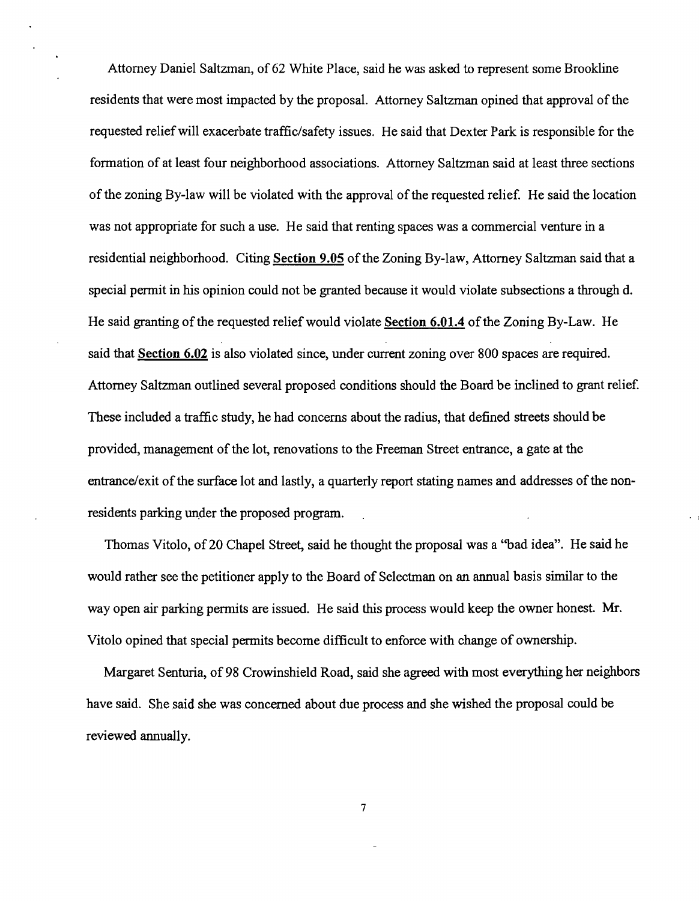Attorney Daniel Saltzman, of 62 White Place, said he was asked to represent some Brookline residents that were most impacted by the proposal. Attorney Saltzman opined that approval of the requested relief will exacerbate traffic/safety issues. He said that Dexter Park is responsible for the formation of at least four neighborhood associations. Attorney Saltzman said at least three sections of the zoning By-law will be violated with the approval of the requested relief. He said the location was not appropriate for such a use. He said that renting spaces was a commercial venture in a residential neighborhood. Citing **Section 9.05** of the Zoning By-law, Attorney Saltzman said that a special permit in his opinion could not be granted because it would violate subsections a through d. He said granting of the requested relief would violate **Section 6.01.4** of the Zoning By-Law. He said that **Section 6.02** is also violated since, under current zoning over 800 spaces are required. Attorney Saltzman outlined several proposed conditions should the Board be inclined to grant relief. These included a traffic study, he had concerns about the radius, that defined streets should be provided, management of the lot, renovations to the Freeman Street entrance, a gate at the entrance/exit of the surface lot and lastly, a quarterly report stating names and addresses of the non-residents parking under the proposed program.

Thomas Vitolo, of 20 Chapel Street, said he thought the proposal was a "bad idea". He said he would rather see the petitioner apply to the Board of Selectman on an annual basis similar to the way open air parking permits are issued. He said this process would keep the owner honest. Mr. Vitolo opined that special permits become difficult to enforce with change of ownership.

Margaret Senturia, of 98 Crowinshield Road, said she agreed with most everything her neighbors have said. She said she was concerned about due process and she wished the proposal could be reviewed annually.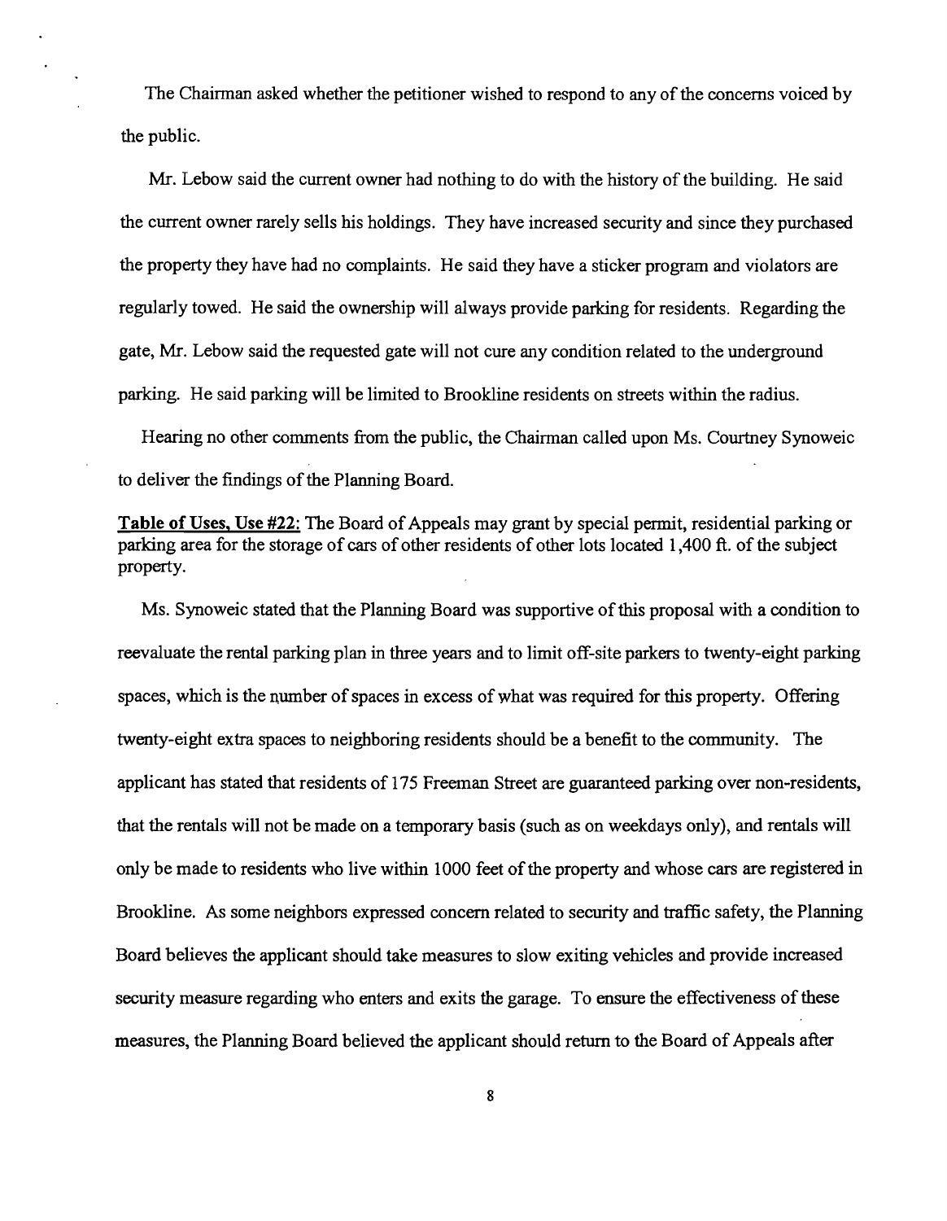The Chairman asked whether the petitioner wished to respond to any of the concerns voiced by the public.

Mr. Lebow said the current owner had nothing to do with the history of the building. He said the current owner rarely sells his holdings. They have increased security and since they purchased the property they have had no complaints. He said they have a sticker program and violators are regularly towed. He said the ownership will always provide parking for residents. Regarding the gate, Mr. Lebow said the requested gate will not cure any condition related to the underground parking. He said parking will be limited to Brookline residents on streets within the radius.

Hearing no other comments from the public, the Chairman called upon Ms. Courtney Synoweic to deliver the findings of the Planning Board.

**Table of Uses, Use #22:** The Board of Appeals may grant by special permit, residential parking or parking area for the storage of cars of other residents of other lots located 1,400 ft. of the subject property.

Ms. Synoweic stated that the Planning Board was supportive of this proposal with a condition to reevaluate the rental parking plan in three years and to limit off-site parkers to twenty-eight parking spaces, which is the number of spaces in excess of what was required for this property. Offering twenty-eight extra spaces to neighboring residents should be a benefit to the community. The applicant has stated that residents of 175 Freeman Street are guaranteed parking over non-residents, that the rentals will not be made on a temporary basis (such as on weekdays only), and rentals will only be made to residents who live within 1000 feet of the property and whose cars are registered in Brookline. As some neighbors expressed concern related to security and traffic safety, the Planning Board believes the applicant should take measures to slow exiting vehicles and provide increased security measure regarding who enters and exits the garage. To ensure the effectiveness of these measures, the Planning Board believed the applicant should return to the Board of Appeals after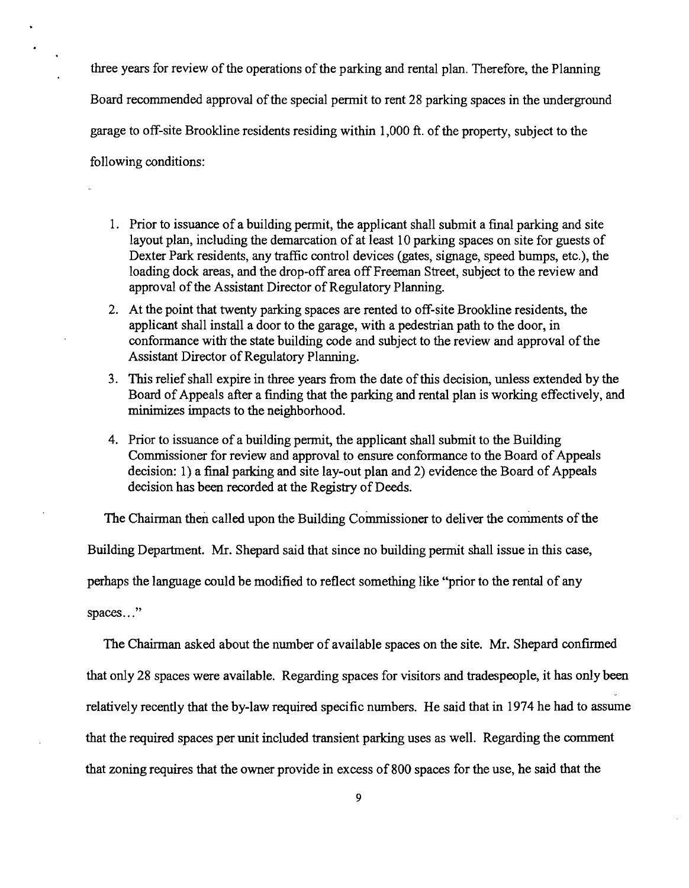three years for review of the operations of the parking and rental plan. Therefore, the Planning Board recommended approval of the special permit to rent 28 parking spaces in the underground garage to off-site Brookline residents residing within 1,000 ft. of the property, subject to the following conditions:

1. Prior to issuance of a building permit, the applicant shall submit a final parking and site layout plan, including the demarcation of at least 10 parking spaces on site for guests of Dexter Park residents, any traffic control devices (gates, signage, speed bumps, etc.), the loading dock areas, and the drop-off area off Freeman Street, subject to the review and approval of the Assistant Director of Regulatory Planning.
2. At the point that twenty parking spaces are rented to off-site Brookline residents, the applicant shall install a door to the garage, with a pedestrian path to the door, in conformance with the state building code and subject to the review and approval of the Assistant Director of Regulatory Planning.
3. This relief shall expire in three years from the date of this decision, unless extended by the Board of Appeals after a finding that the parking and rental plan is working effectively, and minimizes impacts to the neighborhood.
4. Prior to issuance of a building permit, the applicant shall submit to the Building Commissioner for review and approval to ensure conformance to the Board of Appeals decision: 1) a final parking and site lay-out plan and 2) evidence the Board of Appeals decision has been recorded at the Registry of Deeds.

The Chairman then called upon the Building Commissioner to deliver the comments of the Building Department. Mr. Shepard said that since no building permit shall issue in this case, perhaps the language could be modified to reflect something like "prior to the rental of any spaces…"

The Chairman asked about the number of available spaces on the site. Mr. Shepard confirmed that only 28 spaces were available. Regarding spaces for visitors and tradespeople, it has only been relatively recently that the by-law required specific numbers. He said that in 1974 he had to assume that the required spaces per unit included transient parking uses as well. Regarding the comment that zoning requires that the owner provide in excess of 800 spaces for the use, he said that the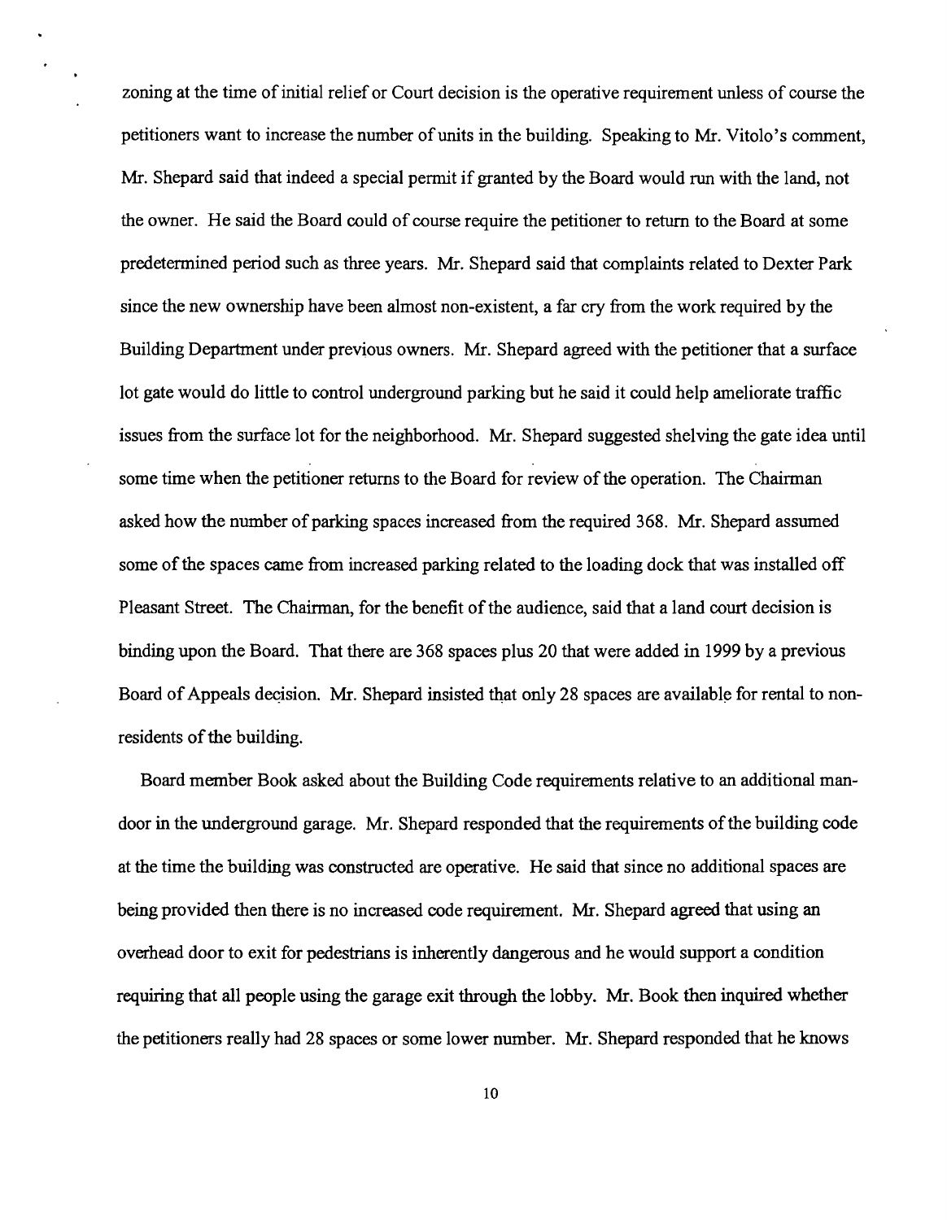zoning at the time of initial relief or Court decision is the operative requirement unless of course the petitioners want to increase the number of units in the building. Speaking to Mr. Vitolo's comment, Mr. Shepard said that indeed a special permit if granted by the Board would run with the land, not the owner. He said the Board could of course require the petitioner to return to the Board at some predetermined period such as three years. Mr. Shepard said that complaints related to Dexter Park since the new ownership have been almost non-existent, a far cry from the work required by the Building Department under previous owners. Mr. Shepard agreed with the petitioner that a surface lot gate would do little to control underground parking but he said it could help ameliorate traffic issues from the surface lot for the neighborhood. Mr. Shepard suggested shelving the gate idea until some time when the petitioner returns to the Board for review of the operation. The Chairman asked how the number of parking spaces increased from the required 368. Mr. Shepard assumed some of the spaces came from increased parking related to the loading dock that was installed off Pleasant Street. The Chairman, for the benefit of the audience, said that a land court decision is binding upon the Board. That there are 368 spaces plus 20 that were added in 1999 by a previous Board of Appeals decision. Mr. Shepard insisted that only 28 spaces are available for rental to non-residents of the building.

Board member Book asked about the Building Code requirements relative to an additional man-door in the underground garage. Mr. Shepard responded that the requirements of the building code at the time the building was constructed are operative. He said that since no additional spaces are being provided then there is no increased code requirement. Mr. Shepard agreed that using an overhead door to exit for pedestrians is inherently dangerous and he would support a condition requiring that all people using the garage exit through the lobby. Mr. Book then inquired whether the petitioners really had 28 spaces or some lower number. Mr. Shepard responded that he knows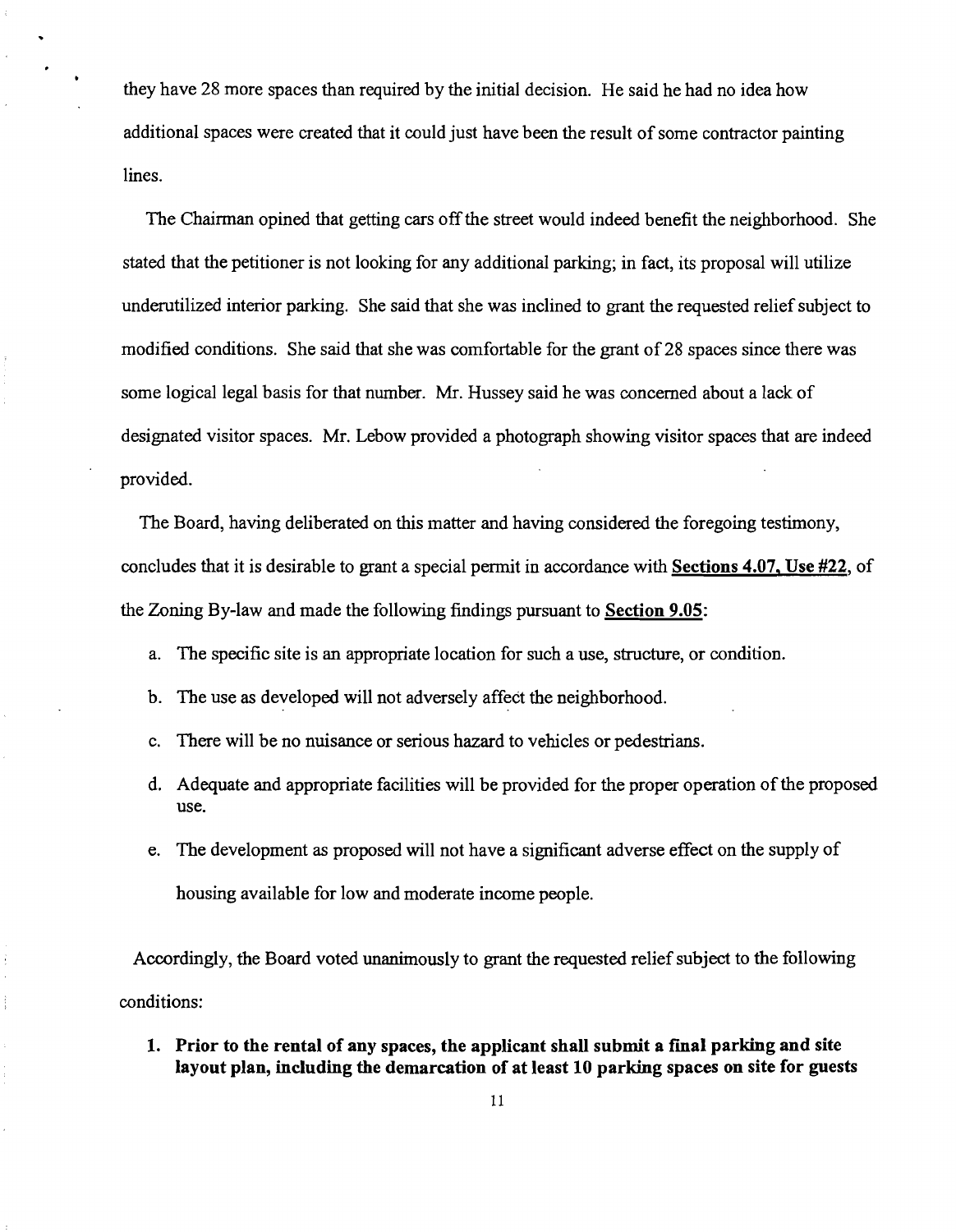they have 28 more spaces than required by the initial decision. He said he had no idea how additional spaces were created that it could just have been the result of some contractor painting lines.

The Chairman opined that getting cars off the street would indeed benefit the neighborhood. She stated that the petitioner is not looking for any additional parking; in fact, its proposal will utilize underutilized interior parking. She said that she was inclined to grant the requested relief subject to modified conditions. She said that she was comfortable for the grant of 28 spaces since there was some logical legal basis for that number. Mr. Hussey said he was concerned about a lack of designated visitor spaces. Mr. Lebow provided a photograph showing visitor spaces that are indeed provided.

The Board, having deliberated on this matter and having considered the foregoing testimony, concludes that it is desirable to grant a special permit in accordance with **Sections 4.07, Use #22**, of the Zoning By-law and made the following findings pursuant to **Section 9.05**:

a. The specific site is an appropriate location for such a use, structure, or condition.

b. The use as developed will not adversely affect the neighborhood.

c. There will be no nuisance or serious hazard to vehicles or pedestrians.

d. Adequate and appropriate facilities will be provided for the proper operation of the proposed use.

e. The development as proposed will not have a significant adverse effect on the supply of housing available for low and moderate income people.

Accordingly, the Board voted unanimously to grant the requested relief subject to the following conditions:

1. **Prior to the rental of any spaces, the applicant shall submit a final parking and site layout plan, including the demarcation of at least 10 parking spaces on site for guests**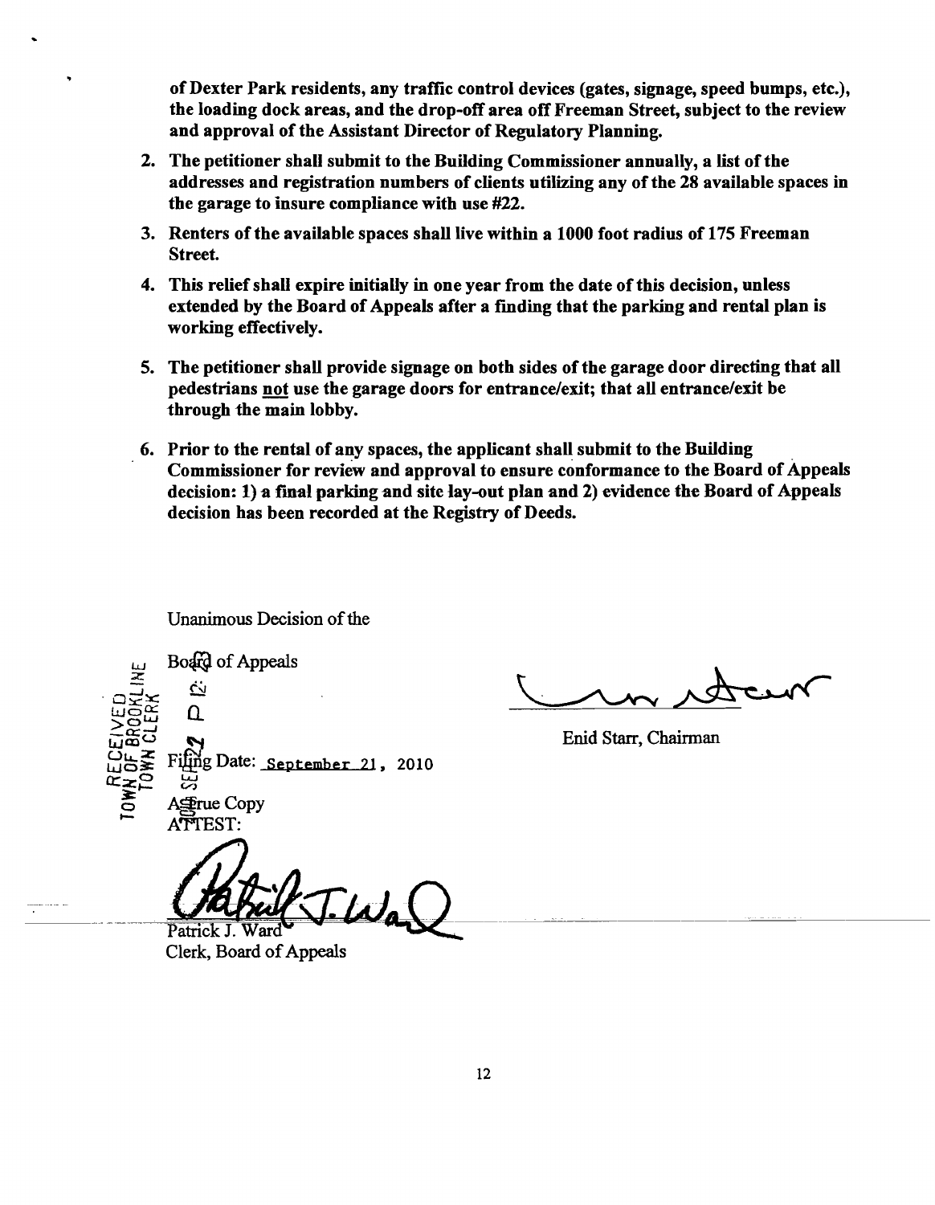**of Dexter Park residents, any traffic control devices (gates, signage, speed bumps, etc.), the loading dock areas, and the drop-off area off Freeman Street, subject to the review and approval of the Assistant Director of Regulatory Planning.**

2. **The petitioner shall submit to the Building Commissioner annually, a list of the addresses and registration numbers of clients utilizing any of the 28 available spaces in the garage to insure compliance with use #22.**
3. **Renters of the available spaces shall live within a 1000 foot radius of 175 Freeman Street.**
4. **This relief shall expire initially in one year from the date of this decision, unless extended by the Board of Appeals after a finding that the parking and rental plan is working effectively.**
5. **The petitioner shall provide signage on both sides of the garage door directing that all pedestrians <u>not</u> use the garage doors for entrance/exit; that all entrance/exit be through the main lobby.**
6. **Prior to the rental of any spaces, the applicant shall submit to the Building Commissioner for review and approval to ensure conformance to the Board of Appeals decision: 1) a final parking and site lay-out plan and 2) evidence the Board of Appeals decision has been recorded at the Registry of Deeds.**

Unanimous Decision of the

Board of Appeals

RECEIVED
TOWN OF BROOKLINE
TOWN CLERK
2010 SEP 22 P 12:

Filing Date: September 21, 2010

A True Copy
ATTEST:

Patrick J. Ward
Clerk, Board of Appeals

Enid Starr, Chairman